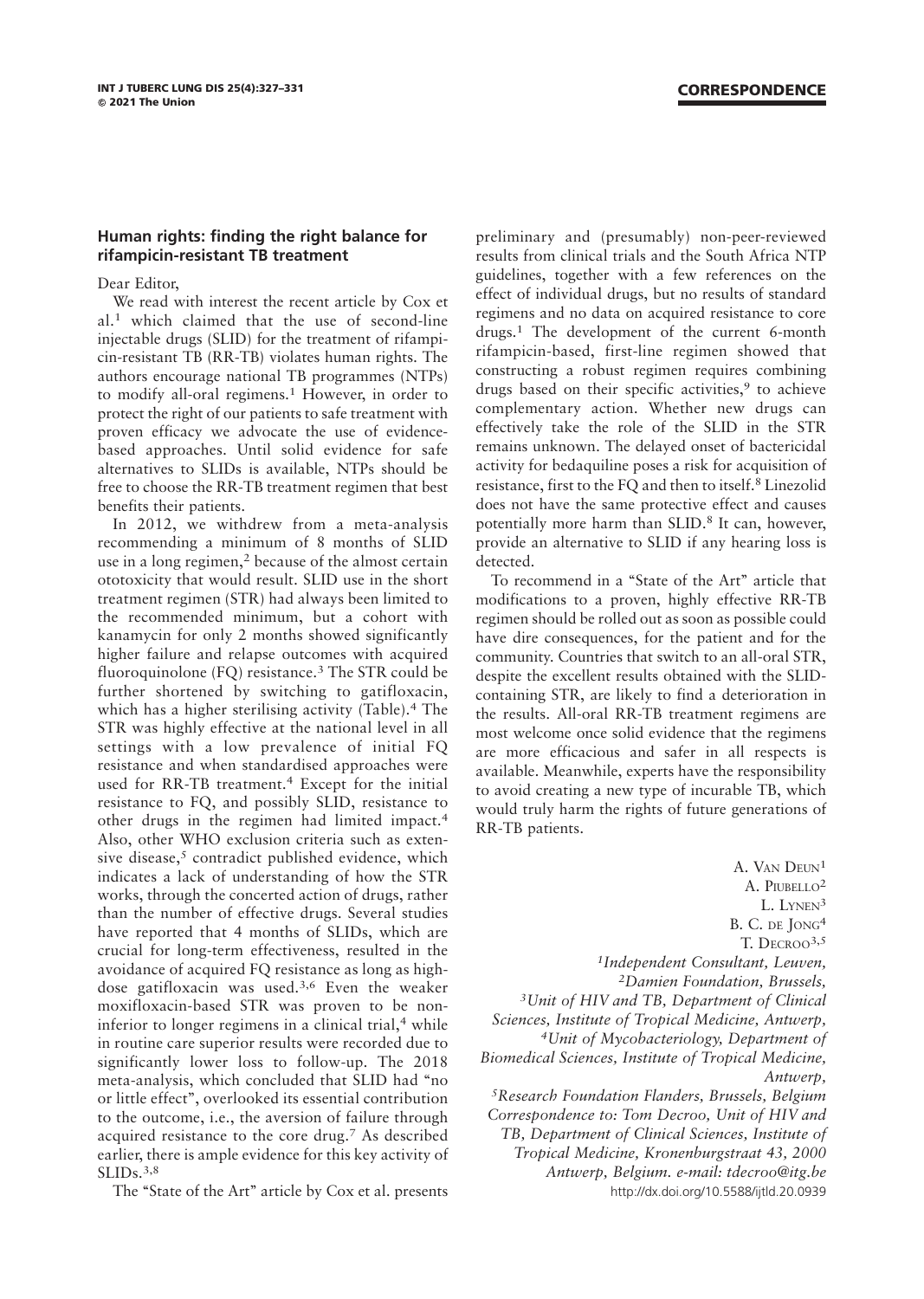## Human rights: finding the right balance for rifampicin-resistant TB treatment

Dear Editor,

We read with interest the recent article by Cox et al.[1] which claimed that the use of second-line injectable drugs (SLID) for the treatment of rifampicin-resistant TB (RR-TB) violates human rights. The authors encourage national TB programmes (NTPs) to modify all-oral regimens.[1] However, in order to protect the right of our patients to safe treatment with proven efficacy we advocate the use of evidence-based approaches. Until solid evidence for safe alternatives to SLIDs is available, NTPs should be free to choose the RR-TB treatment regimen that best benefits their patients.

In 2012, we withdrew from a meta-analysis recommending a minimum of 8 months of SLID use in a long regimen,[2] because of the almost certain ototoxicity that would result. SLID use in the short treatment regimen (STR) had always been limited to the recommended minimum, but a cohort with kanamycin for only 2 months showed significantly higher failure and relapse outcomes with acquired fluoroquinolone (FQ) resistance.[3] The STR could be further shortened by switching to gatifloxacin, which has a higher sterilising activity (Table).[4] The STR was highly effective at the national level in all settings with a low prevalence of initial FQ resistance and when standardised approaches were used for RR-TB treatment.[4] Except for the initial resistance to FQ, and possibly SLID, resistance to other drugs in the regimen had limited impact.[4] Also, other WHO exclusion criteria such as extensive disease,[5] contradict published evidence, which indicates a lack of understanding of how the STR works, through the concerted action of drugs, rather than the number of effective drugs. Several studies have reported that 4 months of SLIDs, which are crucial for long-term effectiveness, resulted in the avoidance of acquired FQ resistance as long as high-dose gatifloxacin was used.[3,6] Even the weaker moxifloxacin-based STR was proven to be non-inferior to longer regimens in a clinical trial,[4] while in routine care superior results were recorded due to significantly lower loss to follow-up. The 2018 meta-analysis, which concluded that SLID had "no or little effect", overlooked its essential contribution to the outcome, i.e., the aversion of failure through acquired resistance to the core drug.[7] As described earlier, there is ample evidence for this key activity of SLIDs.[3,8]

The "State of the Art" article by Cox et al. presents preliminary and (presumably) non-peer-reviewed results from clinical trials and the South Africa NTP guidelines, together with a few references on the effect of individual drugs, but no results of standard regimens and no data on acquired resistance to core drugs.[1] The development of the current 6-month rifampicin-based, first-line regimen showed that constructing a robust regimen requires combining drugs based on their specific activities,[9] to achieve complementary action. Whether new drugs can effectively take the role of the SLID in the STR remains unknown. The delayed onset of bactericidal activity for bedaquiline poses a risk for acquisition of resistance, first to the FQ and then to itself.[8] Linezolid does not have the same protective effect and causes potentially more harm than SLID.[8] It can, however, provide an alternative to SLID if any hearing loss is detected.

To recommend in a "State of the Art" article that modifications to a proven, highly effective RR-TB regimen should be rolled out as soon as possible could have dire consequences, for the patient and for the community. Countries that switch to an all-oral STR, despite the excellent results obtained with the SLID-containing STR, are likely to find a deterioration in the results. All-oral RR-TB treatment regimens are most welcome once solid evidence that the regimens are more efficacious and safer in all respects is available. Meanwhile, experts have the responsibility to avoid creating a new type of incurable TB, which would truly harm the rights of future generations of RR-TB patients.

A. Van Deun[1]
A. Piubello[2]
L. Lynen[3]
B. C. de Jong[4]
T. Decroo[3,5]

[1]*Independent Consultant, Leuven,*
[2]*Damien Foundation, Brussels,*
[3]*Unit of HIV and TB, Department of Clinical Sciences, Institute of Tropical Medicine, Antwerp,*
[4]*Unit of Mycobacteriology, Department of Biomedical Sciences, Institute of Tropical Medicine, Antwerp,*
[5]*Research Foundation Flanders, Brussels, Belgium*
*Correspondence to: Tom Decroo, Unit of HIV and TB, Department of Clinical Sciences, Institute of Tropical Medicine, Kronenburgstraat 43, 2000 Antwerp, Belgium. e-mail: tdecroo@itg.be*

http://dx.doi.org/10.5588/ijtld.20.0939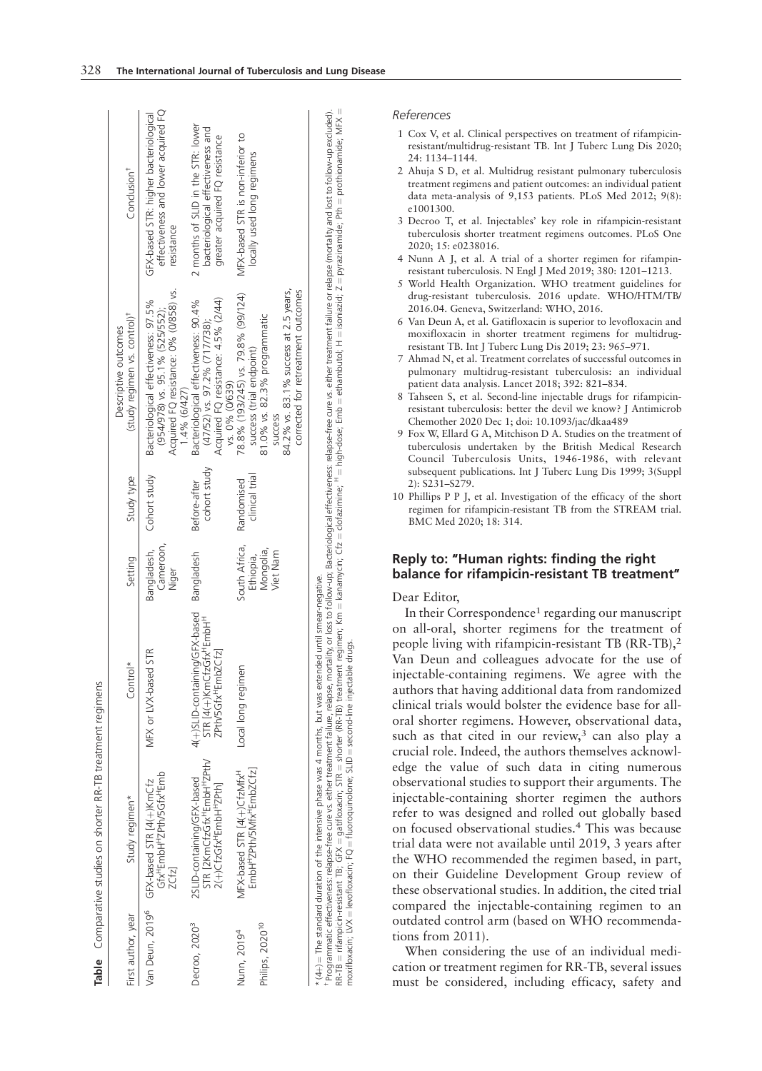**Table** Comparative studies on shorter RR-TB treatment regimens

| First author, year | Study regimen* | Control* | Setting | Study type | Descriptive outcomes (study regimen vs. control)[†] | Conclusion[†] |
|---|---|---|---|---|---|---|
| Van Deun, 2019[6] | GFX-based STR [4(+)KmCfz Gfx[H]EmbH[H]ZPth/5Gfx[H]Emb ZCfz] | MFX or LVX-based STR | Bangladesh, Cameroon, Niger | Cohort study | Bacteriological effectiveness: 97.5% (954/978) vs. 95.1% (525/552); Acquired FQ resistance: 0% (0/858) vs. 1.4% (6/427) | GFX-based STR: higher bacteriological effectiveness and lower acquired FQ resistance |
| Decroo, 2020[3] | 2SLID-containing/GFX-based STR [2KmCfzGfx[H]EmbH[H]ZPth/2(+)CfzGfx[H]EmbH[H]ZPth] | 4(+)SLID-containing/GFX-based STR [4(+)KmCfzGfx[H]EmbH[H]ZPth/5Gfx[H]EmbZCfz] | Bangladesh | Before-after cohort study | Bacteriological effectiveness: 90.4% (47/52) vs. 97.2% (717/738); Acquired FQ resistance: 4.5% (2/44) vs. 0% (0/639) | 2 months of SLID in the STR: lower bacteriological effectiveness and greater acquired FQ resistance |
| Nunn, 2019[4] Philips, 2020[10] | MFX-based STR [4(+)CfzMfx[H]EmbH[H]ZPth/5Mfx[H]EmbZCfz] | Local long regimen | South Africa, Ethiopia, Mongolia, Viet Nam | Randomised clinical trial | 78.8% (193/245) vs. 79.8% (99/124) success (trial endpoint); 81.0% vs. 82.3% programmatic success; 84.2% vs. 83.1% success at 2.5 years, corrected for retreatment outcomes | MFX-based STR is non-inferior to locally used long regimens |

* (4+) = The standard duration of the intensive phase was 4 months, but was extended until smear-negative.
[†] Programmatic effectiveness: relapse-free cure vs. either treatment failure, relapse, mortality, or loss to follow-up; Bacteriological effectiveness: relapse-free cure vs. either treatment failure or relapse (mortality and lost to follow-up excluded).
RR-TB = rifampicin-resistant TB; GFX = gatifloxacin; STR = shorter (RR-TB) treatment regimen; Km = kanamycin; Cfz = clofazimine; [H] = high-dose; Emb = ethambutol; H = isoniazid; Z = pyrazinamide; Pth = prothionamide; MFX = moxifloxacin; LVX = levofloxacin; FQ = fluoroquinolone; SLID = second-line injectable drugs.

*References*

1. Cox V, et al. Clinical perspectives on treatment of rifampicin-resistant/multidrug-resistant TB. Int J Tuberc Lung Dis 2020; 24: 1134–1144.
2. Ahuja S D, et al. Multidrug resistant pulmonary tuberculosis treatment regimens and patient outcomes: an individual patient data meta-analysis of 9,153 patients. PLoS Med 2012; 9(8): e1001300.
3. Decroo T, et al. Injectables' key role in rifampicin-resistant tuberculosis shorter treatment regimens outcomes. PLoS One 2020; 15: e0238016.
4. Nunn A J, et al. A trial of a shorter regimen for rifampin-resistant tuberculosis. N Engl J Med 2019; 380: 1201–1213.
5. World Health Organization. WHO treatment guidelines for drug-resistant tuberculosis. 2016 update. WHO/HTM/TB/2016.04. Geneva, Switzerland: WHO, 2016.
6. Van Deun A, et al. Gatifloxacin is superior to levofloxacin and moxifloxacin in shorter treatment regimens for multidrug-resistant TB. Int J Tuberc Lung Dis 2019; 23: 965–971.
7. Ahmad N, et al. Treatment correlates of successful outcomes in pulmonary multidrug-resistant tuberculosis: an individual patient data meta-analysis. Lancet 2018; 392: 821–834.
8. Tahseen S, et al. Second-line injectable drugs for rifampicin-resistant tuberculosis: better the devil we know? J Antimicrob Chemother 2020 Dec 1; doi: 10.1093/jac/dkaa489
9. Fox W, Ellard G A, Mitchison D A. Studies on the treatment of tuberculosis undertaken by the British Medical Research Council Tuberculosis Units, 1946-1986, with relevant subsequent publications. Int J Tuberc Lung Dis 1999; 3(Suppl 2): S231–S279.
10. Phillips P P J, et al. Investigation of the efficacy of the short regimen for rifampicin-resistant TB from the STREAM trial. BMC Med 2020; 18: 314.

## Reply to: "Human rights: finding the right balance for rifampicin-resistant TB treatment"

Dear Editor,

In their Correspondence[1] regarding our manuscript on all-oral, shorter regimens for the treatment of people living with rifampicin-resistant TB (RR-TB),[2] Van Deun and colleagues advocate for the use of injectable-containing regimens. We agree with the authors that having additional data from randomized clinical trials would bolster the evidence base for all-oral shorter regimens. However, observational data, such as that cited in our review,[3] can also play a crucial role. Indeed, the authors themselves acknowledge the value of such data in citing numerous observational studies to support their arguments. The injectable-containing shorter regimen the authors refer to was designed and rolled out globally based on focused observational studies.[4] This was because trial data were not available until 2019, 3 years after the WHO recommended the regimen based, in part, on their Guideline Development Group review of these observational studies. In addition, the cited trial compared the injectable-containing regimen to an outdated control arm (based on WHO recommendations from 2011).

When considering the use of an individual medication or treatment regimen for RR-TB, several issues must be considered, including efficacy, safety and